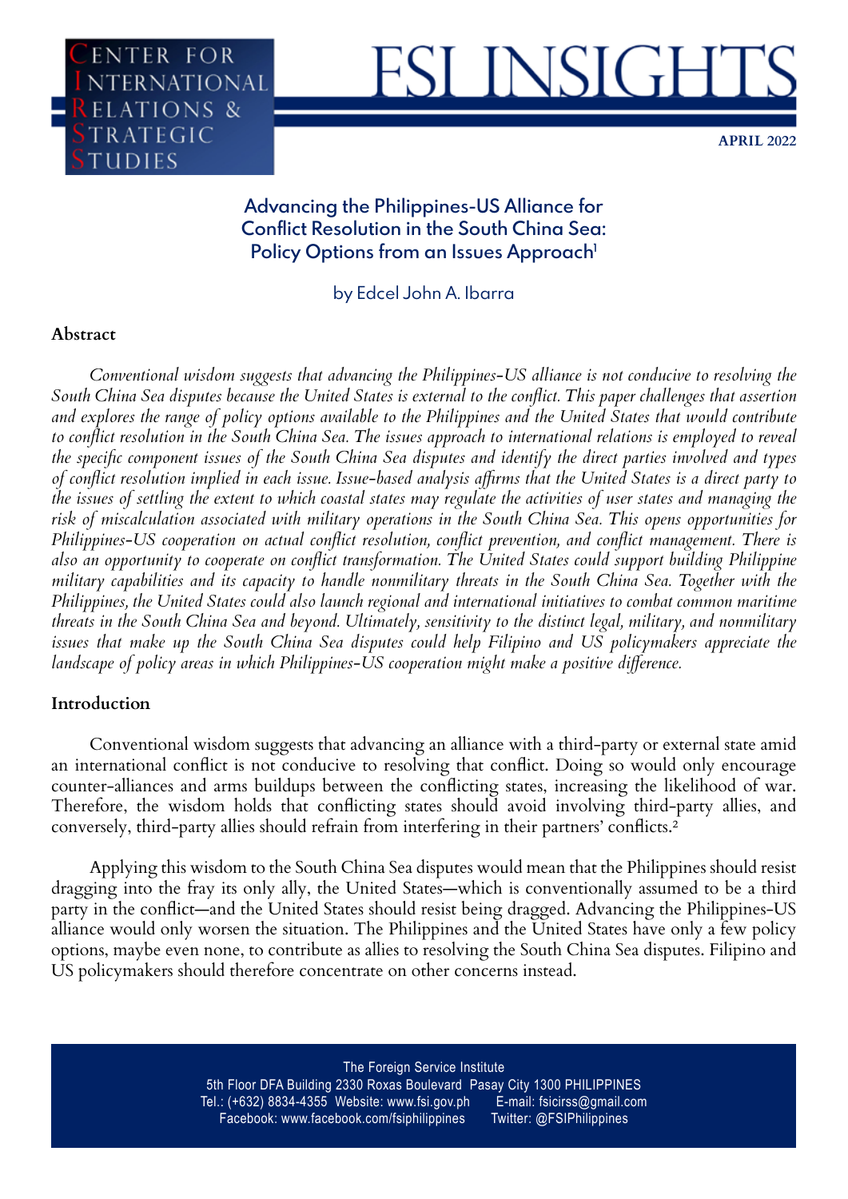CENTER FOR INTERNATIONAL RELATIONS & STRATEGIC STUDIES

# FSI INSIGHTS

**APRIL 2022**

## Advancing the Philippines-US Alliance for Conflict Resolution in the South China Sea: Policy Options from an Issues Approach[1]

by Edcel John A. Ibarra

### Abstract

*Conventional wisdom suggests that advancing the Philippines-US alliance is not conducive to resolving the South China Sea disputes because the United States is external to the conflict. This paper challenges that assertion and explores the range of policy options available to the Philippines and the United States that would contribute to conflict resolution in the South China Sea. The issues approach to international relations is employed to reveal the specific component issues of the South China Sea disputes and identify the direct parties involved and types of conflict resolution implied in each issue. Issue-based analysis affirms that the United States is a direct party to the issues of settling the extent to which coastal states may regulate the activities of user states and managing the risk of miscalculation associated with military operations in the South China Sea. This opens opportunities for Philippines-US cooperation on actual conflict resolution, conflict prevention, and conflict management. There is also an opportunity to cooperate on conflict transformation. The United States could support building Philippine military capabilities and its capacity to handle nonmilitary threats in the South China Sea. Together with the Philippines, the United States could also launch regional and international initiatives to combat common maritime threats in the South China Sea and beyond. Ultimately, sensitivity to the distinct legal, military, and nonmilitary issues that make up the South China Sea disputes could help Filipino and US policymakers appreciate the landscape of policy areas in which Philippines-US cooperation might make a positive difference.*

### Introduction

Conventional wisdom suggests that advancing an alliance with a third-party or external state amid an international conflict is not conducive to resolving that conflict. Doing so would only encourage counter-alliances and arms buildups between the conflicting states, increasing the likelihood of war. Therefore, the wisdom holds that conflicting states should avoid involving third-party allies, and conversely, third-party allies should refrain from interfering in their partners' conflicts.[2]

Applying this wisdom to the South China Sea disputes would mean that the Philippines should resist dragging into the fray its only ally, the United States—which is conventionally assumed to be a third party in the conflict—and the United States should resist being dragged. Advancing the Philippines-US alliance would only worsen the situation. The Philippines and the United States have only a few policy options, maybe even none, to contribute as allies to resolving the South China Sea disputes. Filipino and US policymakers should therefore concentrate on other concerns instead.

The Foreign Service Institute
5th Floor DFA Building 2330 Roxas Boulevard Pasay City 1300 PHILIPPINES
Tel.: (+632) 8834-4355 Website: www.fsi.gov.ph E-mail: fsicirss@gmail.com
Facebook: www.facebook.com/fsiphilippines Twitter: @FSIPhilippines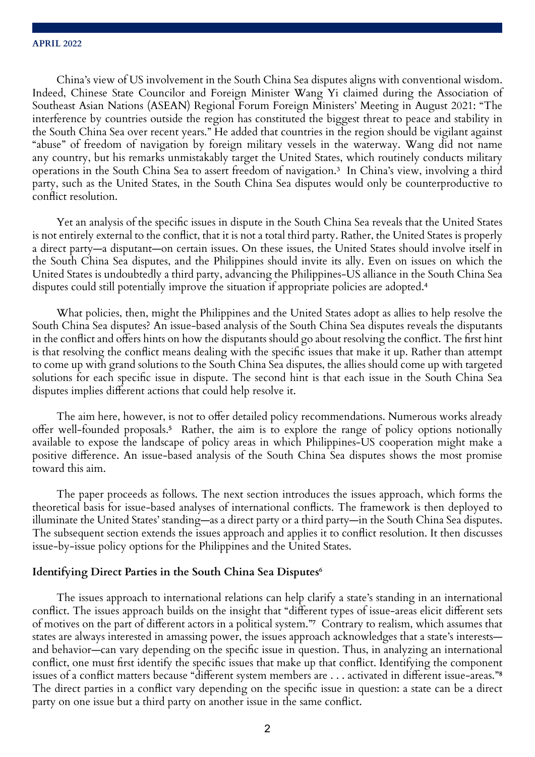China's view of US involvement in the South China Sea disputes aligns with conventional wisdom. Indeed, Chinese State Councilor and Foreign Minister Wang Yi claimed during the Association of Southeast Asian Nations (ASEAN) Regional Forum Foreign Ministers' Meeting in August 2021: "The interference by countries outside the region has constituted the biggest threat to peace and stability in the South China Sea over recent years." He added that countries in the region should be vigilant against "abuse" of freedom of navigation by foreign military vessels in the waterway. Wang did not name any country, but his remarks unmistakably target the United States, which routinely conducts military operations in the South China Sea to assert freedom of navigation.[3] In China's view, involving a third party, such as the United States, in the South China Sea disputes would only be counterproductive to conflict resolution.

Yet an analysis of the specific issues in dispute in the South China Sea reveals that the United States is not entirely external to the conflict, that it is not a total third party. Rather, the United States is properly a direct party—a disputant—on certain issues. On these issues, the United States should involve itself in the South China Sea disputes, and the Philippines should invite its ally. Even on issues on which the United States is undoubtedly a third party, advancing the Philippines-US alliance in the South China Sea disputes could still potentially improve the situation if appropriate policies are adopted.[4]

What policies, then, might the Philippines and the United States adopt as allies to help resolve the South China Sea disputes? An issue-based analysis of the South China Sea disputes reveals the disputants in the conflict and offers hints on how the disputants should go about resolving the conflict. The first hint is that resolving the conflict means dealing with the specific issues that make it up. Rather than attempt to come up with grand solutions to the South China Sea disputes, the allies should come up with targeted solutions for each specific issue in dispute. The second hint is that each issue in the South China Sea disputes implies different actions that could help resolve it.

The aim here, however, is not to offer detailed policy recommendations. Numerous works already offer well-founded proposals.[5] Rather, the aim is to explore the range of policy options notionally available to expose the landscape of policy areas in which Philippines-US cooperation might make a positive difference. An issue-based analysis of the South China Sea disputes shows the most promise toward this aim.

The paper proceeds as follows. The next section introduces the issues approach, which forms the theoretical basis for issue-based analyses of international conflicts. The framework is then deployed to illuminate the United States' standing—as a direct party or a third party—in the South China Sea disputes. The subsequent section extends the issues approach and applies it to conflict resolution. It then discusses issue-by-issue policy options for the Philippines and the United States.

## Identifying Direct Parties in the South China Sea Disputes[6]

The issues approach to international relations can help clarify a state's standing in an international conflict. The issues approach builds on the insight that "different types of issue-areas elicit different sets of motives on the part of different actors in a political system."[7] Contrary to realism, which assumes that states are always interested in amassing power, the issues approach acknowledges that a state's interests—and behavior—can vary depending on the specific issue in question. Thus, in analyzing an international conflict, one must first identify the specific issues that make up that conflict. Identifying the component issues of a conflict matters because "different system members are . . . activated in different issue-areas."[8] The direct parties in a conflict vary depending on the specific issue in question: a state can be a direct party on one issue but a third party on another issue in the same conflict.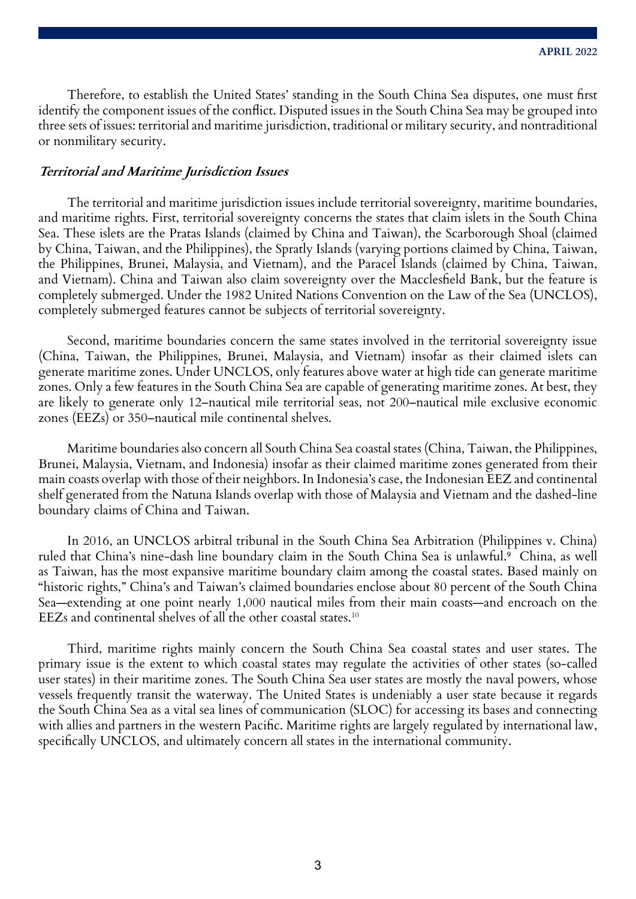Therefore, to establish the United States' standing in the South China Sea disputes, one must first identify the component issues of the conflict. Disputed issues in the South China Sea may be grouped into three sets of issues: territorial and maritime jurisdiction, traditional or military security, and nontraditional or nonmilitary security.

### *Territorial and Maritime Jurisdiction Issues*

The territorial and maritime jurisdiction issues include territorial sovereignty, maritime boundaries, and maritime rights. First, territorial sovereignty concerns the states that claim islets in the South China Sea. These islets are the Pratas Islands (claimed by China and Taiwan), the Scarborough Shoal (claimed by China, Taiwan, and the Philippines), the Spratly Islands (varying portions claimed by China, Taiwan, the Philippines, Brunei, Malaysia, and Vietnam), and the Paracel Islands (claimed by China, Taiwan, and Vietnam). China and Taiwan also claim sovereignty over the Macclesfield Bank, but the feature is completely submerged. Under the 1982 United Nations Convention on the Law of the Sea (UNCLOS), completely submerged features cannot be subjects of territorial sovereignty.

Second, maritime boundaries concern the same states involved in the territorial sovereignty issue (China, Taiwan, the Philippines, Brunei, Malaysia, and Vietnam) insofar as their claimed islets can generate maritime zones. Under UNCLOS, only features above water at high tide can generate maritime zones. Only a few features in the South China Sea are capable of generating maritime zones. At best, they are likely to generate only 12–nautical mile territorial seas, not 200–nautical mile exclusive economic zones (EEZs) or 350–nautical mile continental shelves.

Maritime boundaries also concern all South China Sea coastal states (China, Taiwan, the Philippines, Brunei, Malaysia, Vietnam, and Indonesia) insofar as their claimed maritime zones generated from their main coasts overlap with those of their neighbors. In Indonesia's case, the Indonesian EEZ and continental shelf generated from the Natuna Islands overlap with those of Malaysia and Vietnam and the dashed-line boundary claims of China and Taiwan.

In 2016, an UNCLOS arbitral tribunal in the South China Sea Arbitration (Philippines v. China) ruled that China's nine-dash line boundary claim in the South China Sea is unlawful.[9] China, as well as Taiwan, has the most expansive maritime boundary claim among the coastal states. Based mainly on "historic rights," China's and Taiwan's claimed boundaries enclose about 80 percent of the South China Sea—extending at one point nearly 1,000 nautical miles from their main coasts—and encroach on the EEZs and continental shelves of all the other coastal states.[10]

Third, maritime rights mainly concern the South China Sea coastal states and user states. The primary issue is the extent to which coastal states may regulate the activities of other states (so-called user states) in their maritime zones. The South China Sea user states are mostly the naval powers, whose vessels frequently transit the waterway. The United States is undeniably a user state because it regards the South China Sea as a vital sea lines of communication (SLOC) for accessing its bases and connecting with allies and partners in the western Pacific. Maritime rights are largely regulated by international law, specifically UNCLOS, and ultimately concern all states in the international community.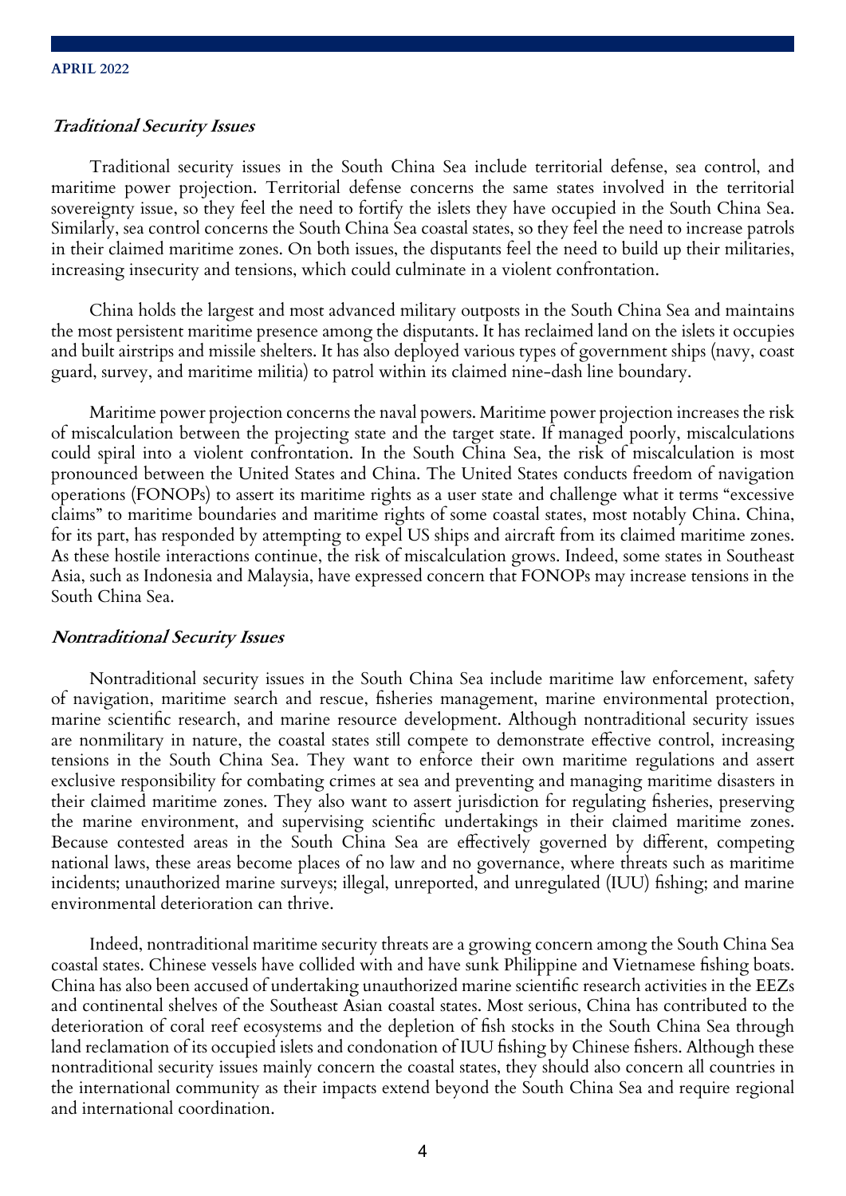### *Traditional Security Issues*

Traditional security issues in the South China Sea include territorial defense, sea control, and maritime power projection. Territorial defense concerns the same states involved in the territorial sovereignty issue, so they feel the need to fortify the islets they have occupied in the South China Sea. Similarly, sea control concerns the South China Sea coastal states, so they feel the need to increase patrols in their claimed maritime zones. On both issues, the disputants feel the need to build up their militaries, increasing insecurity and tensions, which could culminate in a violent confrontation.

China holds the largest and most advanced military outposts in the South China Sea and maintains the most persistent maritime presence among the disputants. It has reclaimed land on the islets it occupies and built airstrips and missile shelters. It has also deployed various types of government ships (navy, coast guard, survey, and maritime militia) to patrol within its claimed nine-dash line boundary.

Maritime power projection concerns the naval powers. Maritime power projection increases the risk of miscalculation between the projecting state and the target state. If managed poorly, miscalculations could spiral into a violent confrontation. In the South China Sea, the risk of miscalculation is most pronounced between the United States and China. The United States conducts freedom of navigation operations (FONOPs) to assert its maritime rights as a user state and challenge what it terms "excessive claims" to maritime boundaries and maritime rights of some coastal states, most notably China. China, for its part, has responded by attempting to expel US ships and aircraft from its claimed maritime zones. As these hostile interactions continue, the risk of miscalculation grows. Indeed, some states in Southeast Asia, such as Indonesia and Malaysia, have expressed concern that FONOPs may increase tensions in the South China Sea.

### *Nontraditional Security Issues*

Nontraditional security issues in the South China Sea include maritime law enforcement, safety of navigation, maritime search and rescue, fisheries management, marine environmental protection, marine scientific research, and marine resource development. Although nontraditional security issues are nonmilitary in nature, the coastal states still compete to demonstrate effective control, increasing tensions in the South China Sea. They want to enforce their own maritime regulations and assert exclusive responsibility for combating crimes at sea and preventing and managing maritime disasters in their claimed maritime zones. They also want to assert jurisdiction for regulating fisheries, preserving the marine environment, and supervising scientific undertakings in their claimed maritime zones. Because contested areas in the South China Sea are effectively governed by different, competing national laws, these areas become places of no law and no governance, where threats such as maritime incidents; unauthorized marine surveys; illegal, unreported, and unregulated (IUU) fishing; and marine environmental deterioration can thrive.

Indeed, nontraditional maritime security threats are a growing concern among the South China Sea coastal states. Chinese vessels have collided with and have sunk Philippine and Vietnamese fishing boats. China has also been accused of undertaking unauthorized marine scientific research activities in the EEZs and continental shelves of the Southeast Asian coastal states. Most serious, China has contributed to the deterioration of coral reef ecosystems and the depletion of fish stocks in the South China Sea through land reclamation of its occupied islets and condonation of IUU fishing by Chinese fishers. Although these nontraditional security issues mainly concern the coastal states, they should also concern all countries in the international community as their impacts extend beyond the South China Sea and require regional and international coordination.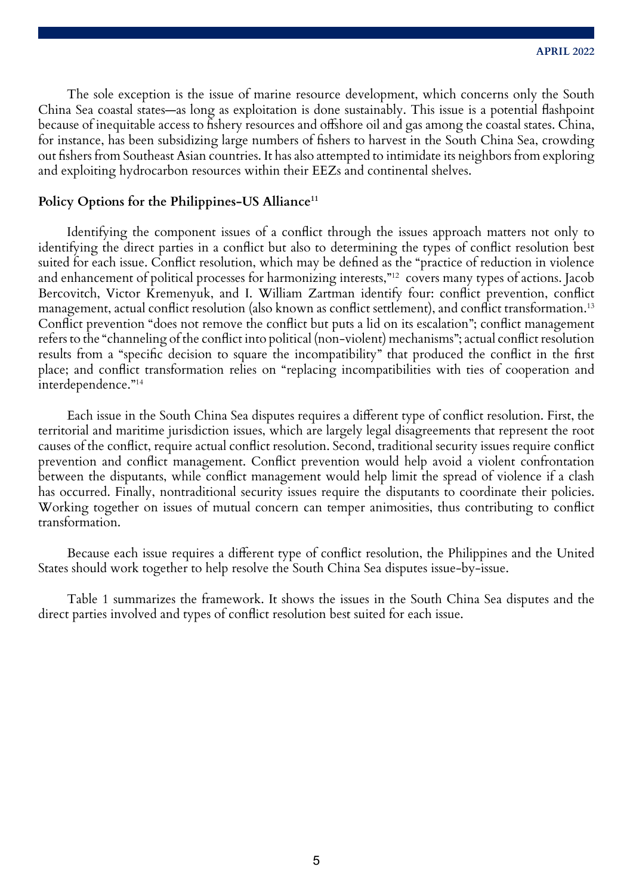The sole exception is the issue of marine resource development, which concerns only the South China Sea coastal states—as long as exploitation is done sustainably. This issue is a potential flashpoint because of inequitable access to fishery resources and offshore oil and gas among the coastal states. China, for instance, has been subsidizing large numbers of fishers to harvest in the South China Sea, crowding out fishers from Southeast Asian countries. It has also attempted to intimidate its neighbors from exploring and exploiting hydrocarbon resources within their EEZs and continental shelves.

## Policy Options for the Philippines-US Alliance[11]

Identifying the component issues of a conflict through the issues approach matters not only to identifying the direct parties in a conflict but also to determining the types of conflict resolution best suited for each issue. Conflict resolution, which may be defined as the "practice of reduction in violence and enhancement of political processes for harmonizing interests,"[12] covers many types of actions. Jacob Bercovitch, Victor Kremenyuk, and I. William Zartman identify four: conflict prevention, conflict management, actual conflict resolution (also known as conflict settlement), and conflict transformation.[13] Conflict prevention "does not remove the conflict but puts a lid on its escalation"; conflict management refers to the "channeling of the conflict into political (non-violent) mechanisms"; actual conflict resolution results from a "specific decision to square the incompatibility" that produced the conflict in the first place; and conflict transformation relies on "replacing incompatibilities with ties of cooperation and interdependence."[14]

Each issue in the South China Sea disputes requires a different type of conflict resolution. First, the territorial and maritime jurisdiction issues, which are largely legal disagreements that represent the root causes of the conflict, require actual conflict resolution. Second, traditional security issues require conflict prevention and conflict management. Conflict prevention would help avoid a violent confrontation between the disputants, while conflict management would help limit the spread of violence if a clash has occurred. Finally, nontraditional security issues require the disputants to coordinate their policies. Working together on issues of mutual concern can temper animosities, thus contributing to conflict transformation.

Because each issue requires a different type of conflict resolution, the Philippines and the United States should work together to help resolve the South China Sea disputes issue-by-issue.

Table 1 summarizes the framework. It shows the issues in the South China Sea disputes and the direct parties involved and types of conflict resolution best suited for each issue.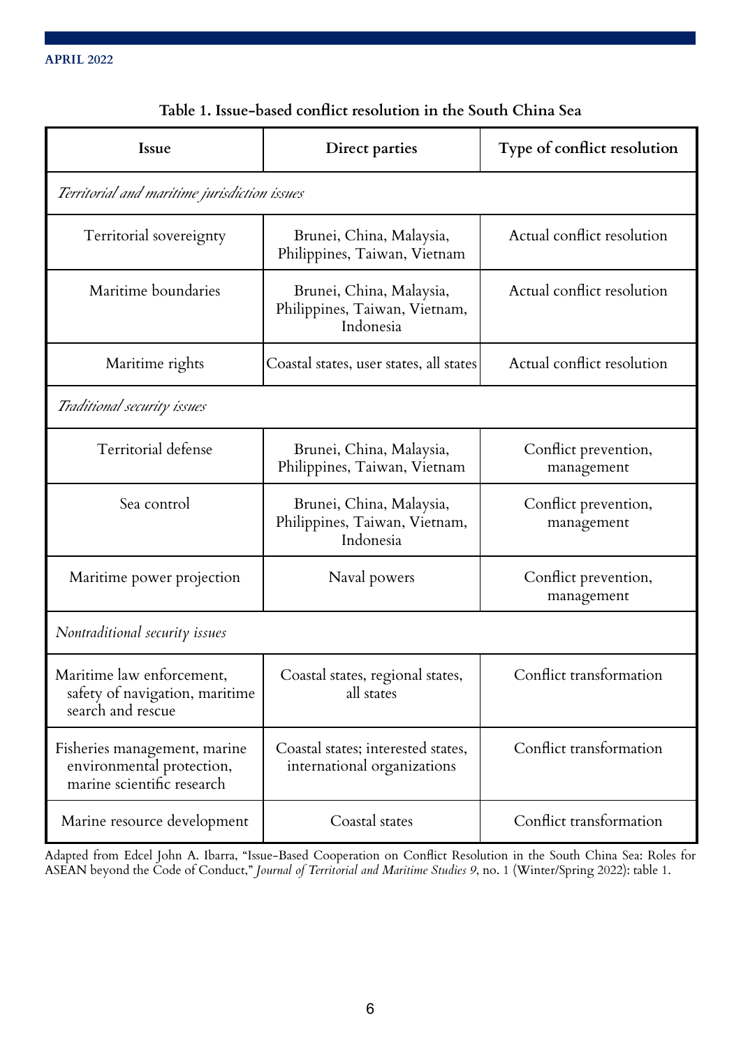**Table 1. Issue-based conflict resolution in the South China Sea**

| Issue | Direct parties | Type of conflict resolution |
|---|---|---|
| *Territorial and maritime jurisdiction issues* | | |
| Territorial sovereignty | Brunei, China, Malaysia, Philippines, Taiwan, Vietnam | Actual conflict resolution |
| Maritime boundaries | Brunei, China, Malaysia, Philippines, Taiwan, Vietnam, Indonesia | Actual conflict resolution |
| Maritime rights | Coastal states, user states, all states | Actual conflict resolution |
| *Traditional security issues* | | |
| Territorial defense | Brunei, China, Malaysia, Philippines, Taiwan, Vietnam | Conflict prevention, management |
| Sea control | Brunei, China, Malaysia, Philippines, Taiwan, Vietnam, Indonesia | Conflict prevention, management |
| Maritime power projection | Naval powers | Conflict prevention, management |
| *Nontraditional security issues* | | |
| Maritime law enforcement, safety of navigation, maritime search and rescue | Coastal states, regional states, all states | Conflict transformation |
| Fisheries management, marine environmental protection, marine scientific research | Coastal states; interested states, international organizations | Conflict transformation |
| Marine resource development | Coastal states | Conflict transformation |

Adapted from Edcel John A. Ibarra, "Issue-Based Cooperation on Conflict Resolution in the South China Sea: Roles for ASEAN beyond the Code of Conduct," *Journal of Territorial and Maritime Studies 9*, no. 1 (Winter/Spring 2022): table 1.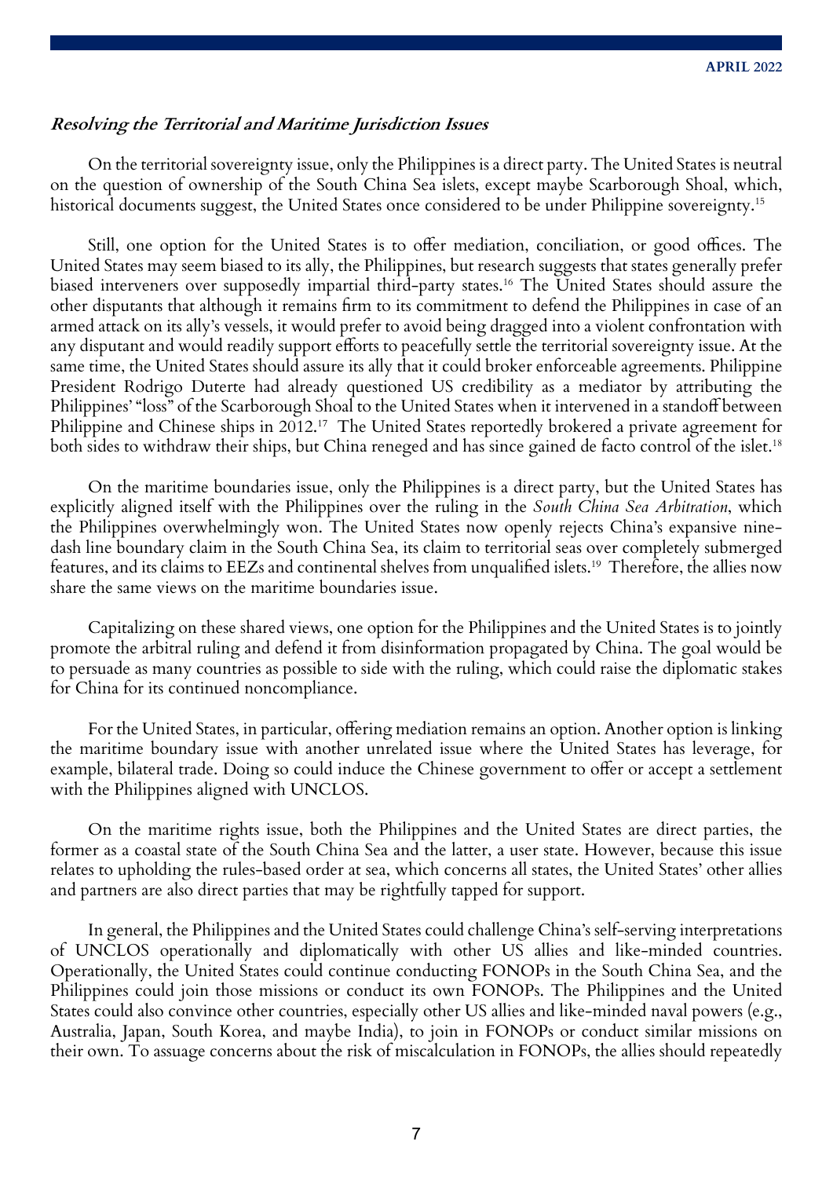***Resolving the Territorial and Maritime Jurisdiction Issues***

On the territorial sovereignty issue, only the Philippines is a direct party. The United States is neutral on the question of ownership of the South China Sea islets, except maybe Scarborough Shoal, which, historical documents suggest, the United States once considered to be under Philippine sovereignty.[15]

Still, one option for the United States is to offer mediation, conciliation, or good offices. The United States may seem biased to its ally, the Philippines, but research suggests that states generally prefer biased interveners over supposedly impartial third-party states.[16] The United States should assure the other disputants that although it remains firm to its commitment to defend the Philippines in case of an armed attack on its ally's vessels, it would prefer to avoid being dragged into a violent confrontation with any disputant and would readily support efforts to peacefully settle the territorial sovereignty issue. At the same time, the United States should assure its ally that it could broker enforceable agreements. Philippine President Rodrigo Duterte had already questioned US credibility as a mediator by attributing the Philippines' "loss" of the Scarborough Shoal to the United States when it intervened in a standoff between Philippine and Chinese ships in 2012.[17] The United States reportedly brokered a private agreement for both sides to withdraw their ships, but China reneged and has since gained de facto control of the islet.[18]

On the maritime boundaries issue, only the Philippines is a direct party, but the United States has explicitly aligned itself with the Philippines over the ruling in the *South China Sea Arbitration*, which the Philippines overwhelmingly won. The United States now openly rejects China's expansive nine-dash line boundary claim in the South China Sea, its claim to territorial seas over completely submerged features, and its claims to EEZs and continental shelves from unqualified islets.[19] Therefore, the allies now share the same views on the maritime boundaries issue.

Capitalizing on these shared views, one option for the Philippines and the United States is to jointly promote the arbitral ruling and defend it from disinformation propagated by China. The goal would be to persuade as many countries as possible to side with the ruling, which could raise the diplomatic stakes for China for its continued noncompliance.

For the United States, in particular, offering mediation remains an option. Another option is linking the maritime boundary issue with another unrelated issue where the United States has leverage, for example, bilateral trade. Doing so could induce the Chinese government to offer or accept a settlement with the Philippines aligned with UNCLOS.

On the maritime rights issue, both the Philippines and the United States are direct parties, the former as a coastal state of the South China Sea and the latter, a user state. However, because this issue relates to upholding the rules-based order at sea, which concerns all states, the United States' other allies and partners are also direct parties that may be rightfully tapped for support.

In general, the Philippines and the United States could challenge China's self-serving interpretations of UNCLOS operationally and diplomatically with other US allies and like-minded countries. Operationally, the United States could continue conducting FONOPs in the South China Sea, and the Philippines could join those missions or conduct its own FONOPs. The Philippines and the United States could also convince other countries, especially other US allies and like-minded naval powers (e.g., Australia, Japan, South Korea, and maybe India), to join in FONOPs or conduct similar missions on their own. To assuage concerns about the risk of miscalculation in FONOPs, the allies should repeatedly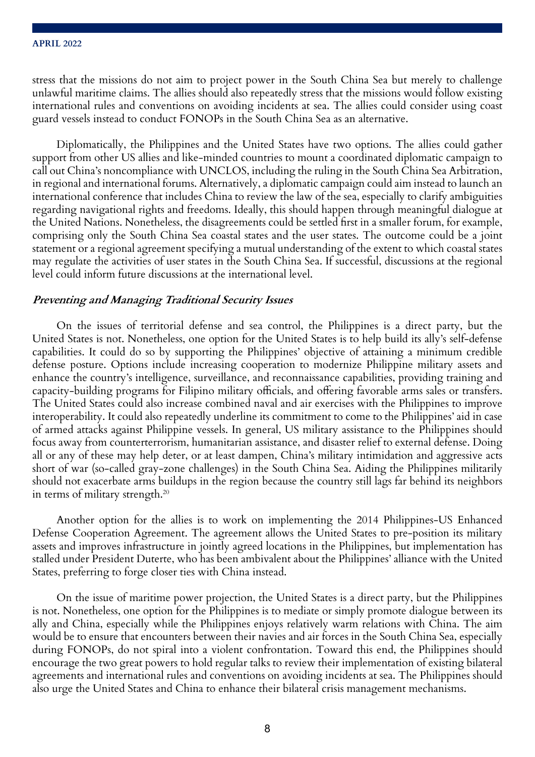stress that the missions do not aim to project power in the South China Sea but merely to challenge unlawful maritime claims. The allies should also repeatedly stress that the missions would follow existing international rules and conventions on avoiding incidents at sea. The allies could consider using coast guard vessels instead to conduct FONOPs in the South China Sea as an alternative.

Diplomatically, the Philippines and the United States have two options. The allies could gather support from other US allies and like-minded countries to mount a coordinated diplomatic campaign to call out China's noncompliance with UNCLOS, including the ruling in the South China Sea Arbitration, in regional and international forums. Alternatively, a diplomatic campaign could aim instead to launch an international conference that includes China to review the law of the sea, especially to clarify ambiguities regarding navigational rights and freedoms. Ideally, this should happen through meaningful dialogue at the United Nations. Nonetheless, the disagreements could be settled first in a smaller forum, for example, comprising only the South China Sea coastal states and the user states. The outcome could be a joint statement or a regional agreement specifying a mutual understanding of the extent to which coastal states may regulate the activities of user states in the South China Sea. If successful, discussions at the regional level could inform future discussions at the international level.

### *Preventing and Managing Traditional Security Issues*

On the issues of territorial defense and sea control, the Philippines is a direct party, but the United States is not. Nonetheless, one option for the United States is to help build its ally's self-defense capabilities. It could do so by supporting the Philippines' objective of attaining a minimum credible defense posture. Options include increasing cooperation to modernize Philippine military assets and enhance the country's intelligence, surveillance, and reconnaissance capabilities, providing training and capacity-building programs for Filipino military officials, and offering favorable arms sales or transfers. The United States could also increase combined naval and air exercises with the Philippines to improve interoperability. It could also repeatedly underline its commitment to come to the Philippines' aid in case of armed attacks against Philippine vessels. In general, US military assistance to the Philippines should focus away from counterterrorism, humanitarian assistance, and disaster relief to external defense. Doing all or any of these may help deter, or at least dampen, China's military intimidation and aggressive acts short of war (so-called gray-zone challenges) in the South China Sea. Aiding the Philippines militarily should not exacerbate arms buildups in the region because the country still lags far behind its neighbors in terms of military strength.[20]

Another option for the allies is to work on implementing the 2014 Philippines-US Enhanced Defense Cooperation Agreement. The agreement allows the United States to pre-position its military assets and improves infrastructure in jointly agreed locations in the Philippines, but implementation has stalled under President Duterte, who has been ambivalent about the Philippines' alliance with the United States, preferring to forge closer ties with China instead.

On the issue of maritime power projection, the United States is a direct party, but the Philippines is not. Nonetheless, one option for the Philippines is to mediate or simply promote dialogue between its ally and China, especially while the Philippines enjoys relatively warm relations with China. The aim would be to ensure that encounters between their navies and air forces in the South China Sea, especially during FONOPs, do not spiral into a violent confrontation. Toward this end, the Philippines should encourage the two great powers to hold regular talks to review their implementation of existing bilateral agreements and international rules and conventions on avoiding incidents at sea. The Philippines should also urge the United States and China to enhance their bilateral crisis management mechanisms.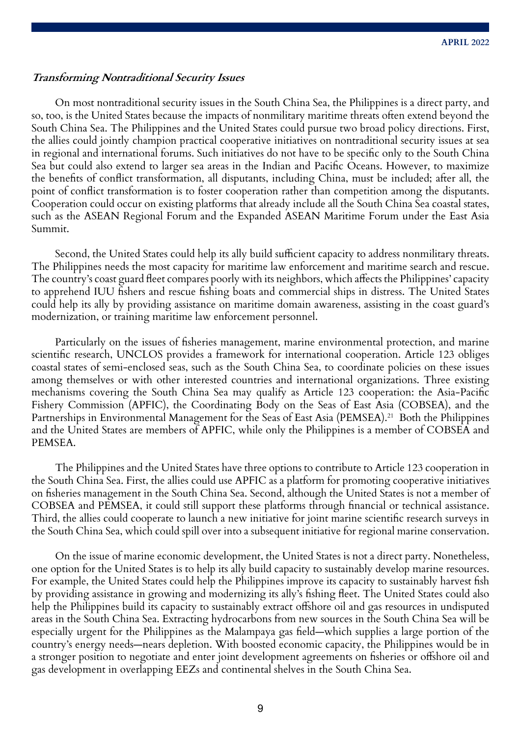***Transforming Nontraditional Security Issues***

On most nontraditional security issues in the South China Sea, the Philippines is a direct party, and so, too, is the United States because the impacts of nonmilitary maritime threats often extend beyond the South China Sea. The Philippines and the United States could pursue two broad policy directions. First, the allies could jointly champion practical cooperative initiatives on nontraditional security issues at sea in regional and international forums. Such initiatives do not have to be specific only to the South China Sea but could also extend to larger sea areas in the Indian and Pacific Oceans. However, to maximize the benefits of conflict transformation, all disputants, including China, must be included; after all, the point of conflict transformation is to foster cooperation rather than competition among the disputants. Cooperation could occur on existing platforms that already include all the South China Sea coastal states, such as the ASEAN Regional Forum and the Expanded ASEAN Maritime Forum under the East Asia Summit.

Second, the United States could help its ally build sufficient capacity to address nonmilitary threats. The Philippines needs the most capacity for maritime law enforcement and maritime search and rescue. The country's coast guard fleet compares poorly with its neighbors, which affects the Philippines' capacity to apprehend IUU fishers and rescue fishing boats and commercial ships in distress. The United States could help its ally by providing assistance on maritime domain awareness, assisting in the coast guard's modernization, or training maritime law enforcement personnel.

Particularly on the issues of fisheries management, marine environmental protection, and marine scientific research, UNCLOS provides a framework for international cooperation. Article 123 obliges coastal states of semi-enclosed seas, such as the South China Sea, to coordinate policies on these issues among themselves or with other interested countries and international organizations. Three existing mechanisms covering the South China Sea may qualify as Article 123 cooperation: the Asia-Pacific Fishery Commission (APFIC), the Coordinating Body on the Seas of East Asia (COBSEA), and the Partnerships in Environmental Management for the Seas of East Asia (PEMSEA).[21] Both the Philippines and the United States are members of APFIC, while only the Philippines is a member of COBSEA and PEMSEA.

The Philippines and the United States have three options to contribute to Article 123 cooperation in the South China Sea. First, the allies could use APFIC as a platform for promoting cooperative initiatives on fisheries management in the South China Sea. Second, although the United States is not a member of COBSEA and PEMSEA, it could still support these platforms through financial or technical assistance. Third, the allies could cooperate to launch a new initiative for joint marine scientific research surveys in the South China Sea, which could spill over into a subsequent initiative for regional marine conservation.

On the issue of marine economic development, the United States is not a direct party. Nonetheless, one option for the United States is to help its ally build capacity to sustainably develop marine resources. For example, the United States could help the Philippines improve its capacity to sustainably harvest fish by providing assistance in growing and modernizing its ally's fishing fleet. The United States could also help the Philippines build its capacity to sustainably extract offshore oil and gas resources in undisputed areas in the South China Sea. Extracting hydrocarbons from new sources in the South China Sea will be especially urgent for the Philippines as the Malampaya gas field—which supplies a large portion of the country's energy needs—nears depletion. With boosted economic capacity, the Philippines would be in a stronger position to negotiate and enter joint development agreements on fisheries or offshore oil and gas development in overlapping EEZs and continental shelves in the South China Sea.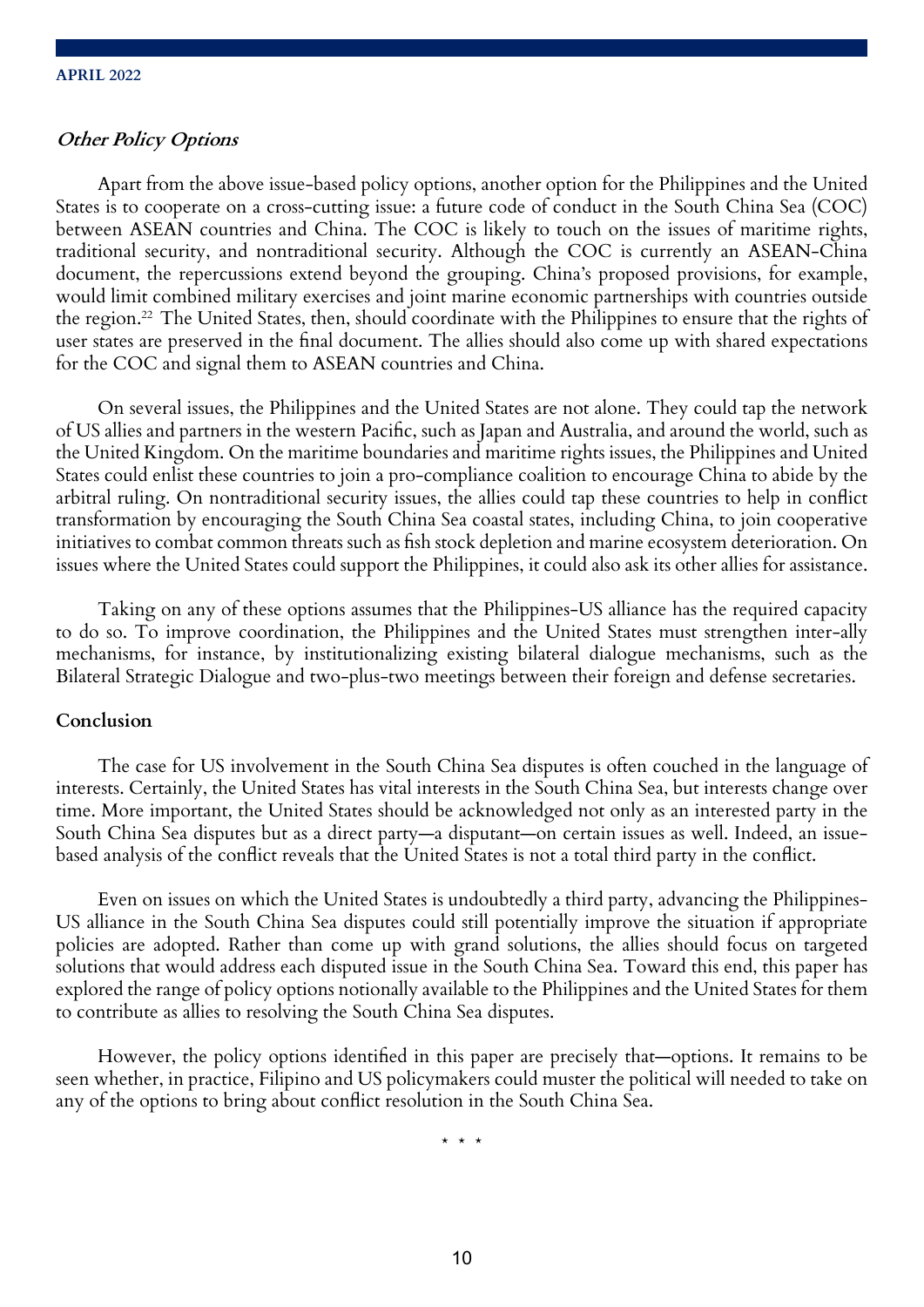### *Other Policy Options*

Apart from the above issue-based policy options, another option for the Philippines and the United States is to cooperate on a cross-cutting issue: a future code of conduct in the South China Sea (COC) between ASEAN countries and China. The COC is likely to touch on the issues of maritime rights, traditional security, and nontraditional security. Although the COC is currently an ASEAN-China document, the repercussions extend beyond the grouping. China's proposed provisions, for example, would limit combined military exercises and joint marine economic partnerships with countries outside the region.[22] The United States, then, should coordinate with the Philippines to ensure that the rights of user states are preserved in the final document. The allies should also come up with shared expectations for the COC and signal them to ASEAN countries and China.

On several issues, the Philippines and the United States are not alone. They could tap the network of US allies and partners in the western Pacific, such as Japan and Australia, and around the world, such as the United Kingdom. On the maritime boundaries and maritime rights issues, the Philippines and United States could enlist these countries to join a pro-compliance coalition to encourage China to abide by the arbitral ruling. On nontraditional security issues, the allies could tap these countries to help in conflict transformation by encouraging the South China Sea coastal states, including China, to join cooperative initiatives to combat common threats such as fish stock depletion and marine ecosystem deterioration. On issues where the United States could support the Philippines, it could also ask its other allies for assistance.

Taking on any of these options assumes that the Philippines-US alliance has the required capacity to do so. To improve coordination, the Philippines and the United States must strengthen inter-ally mechanisms, for instance, by institutionalizing existing bilateral dialogue mechanisms, such as the Bilateral Strategic Dialogue and two-plus-two meetings between their foreign and defense secretaries.

## Conclusion

The case for US involvement in the South China Sea disputes is often couched in the language of interests. Certainly, the United States has vital interests in the South China Sea, but interests change over time. More important, the United States should be acknowledged not only as an interested party in the South China Sea disputes but as a direct party—a disputant—on certain issues as well. Indeed, an issue-based analysis of the conflict reveals that the United States is not a total third party in the conflict.

Even on issues on which the United States is undoubtedly a third party, advancing the Philippines-US alliance in the South China Sea disputes could still potentially improve the situation if appropriate policies are adopted. Rather than come up with grand solutions, the allies should focus on targeted solutions that would address each disputed issue in the South China Sea. Toward this end, this paper has explored the range of policy options notionally available to the Philippines and the United States for them to contribute as allies to resolving the South China Sea disputes.

However, the policy options identified in this paper are precisely that—options. It remains to be seen whether, in practice, Filipino and US policymakers could muster the political will needed to take on any of the options to bring about conflict resolution in the South China Sea.

\* \* \*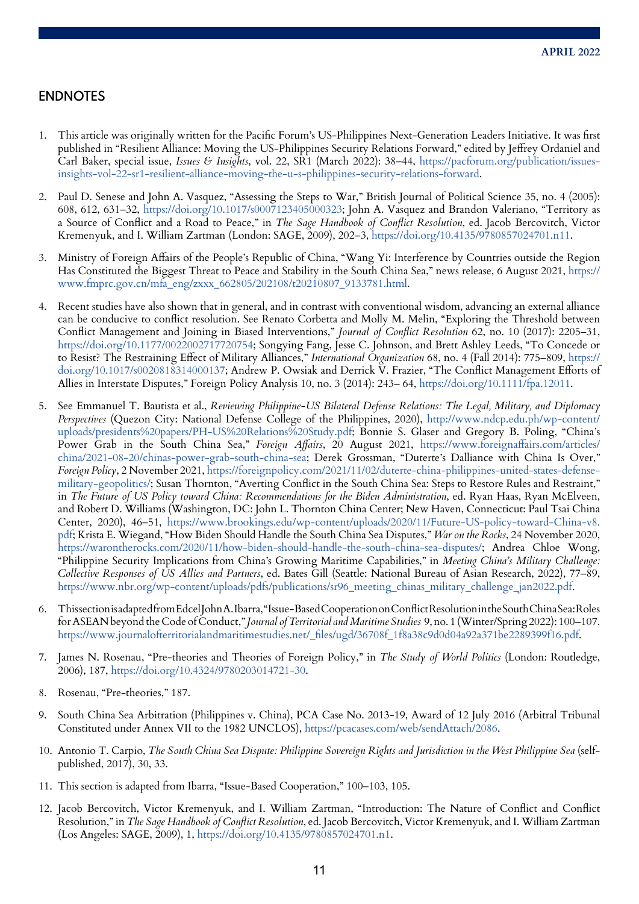## ENDNOTES

1. This article was originally written for the Pacific Forum's US-Philippines Next-Generation Leaders Initiative. It was first published in "Resilient Alliance: Moving the US-Philippines Security Relations Forward," edited by Jeffrey Ordaniel and Carl Baker, special issue, *Issues & Insights*, vol. 22, SR1 (March 2022): 38–44, https://pacforum.org/publication/issues-insights-vol-22-sr1-resilient-alliance-moving-the-u-s-philippines-security-relations-forward.

2. Paul D. Senese and John A. Vasquez, "Assessing the Steps to War," British Journal of Political Science 35, no. 4 (2005): 608, 612, 631–32, https://doi.org/10.1017/s0007123405000323; John A. Vasquez and Brandon Valeriano, "Territory as a Source of Conflict and a Road to Peace," in *The Sage Handbook of Conflict Resolution*, ed. Jacob Bercovitch, Victor Kremenyuk, and I. William Zartman (London: SAGE, 2009), 202–3, https://doi.org/10.4135/9780857024701.n11.

3. Ministry of Foreign Affairs of the People's Republic of China, "Wang Yi: Interference by Countries outside the Region Has Constituted the Biggest Threat to Peace and Stability in the South China Sea," news release, 6 August 2021, https://www.fmprc.gov.cn/mfa_eng/zxxx_662805/202108/t20210807_9133781.html.

4. Recent studies have also shown that in general, and in contrast with conventional wisdom, advancing an external alliance can be conducive to conflict resolution. See Renato Corbetta and Molly M. Melin, "Exploring the Threshold between Conflict Management and Joining in Biased Interventions," *Journal of Conflict Resolution* 62, no. 10 (2017): 2205–31, https://doi.org/10.1177/0022002717720754; Songying Fang, Jesse C. Johnson, and Brett Ashley Leeds, "To Concede or to Resist? The Restraining Effect of Military Alliances," *International Organization* 68, no. 4 (Fall 2014): 775–809, https://doi.org/10.1017/s0020818314000137; Andrew P. Owsiak and Derrick V. Frazier, "The Conflict Management Efforts of Allies in Interstate Disputes," Foreign Policy Analysis 10, no. 3 (2014): 243– 64, https://doi.org/10.1111/fpa.12011.

5. See Emmanuel T. Bautista et al., *Reviewing Philippine-US Bilateral Defense Relations: The Legal, Military, and Diplomacy Perspectives* (Quezon City: National Defense College of the Philippines, 2020), http://www.ndcp.edu.ph/wp-content/uploads/presidents%20papers/PH-US%20Relations%20Study.pdf; Bonnie S. Glaser and Gregory B. Poling, "China's Power Grab in the South China Sea," *Foreign Affairs*, 20 August 2021, https://www.foreignaffairs.com/articles/china/2021-08-20/chinas-power-grab-south-china-sea; Derek Grossman, "Duterte's Dalliance with China Is Over," *Foreign Policy*, 2 November 2021, https://foreignpolicy.com/2021/11/02/duterte-china-philippines-united-states-defense-military-geopolitics/; Susan Thornton, "Averting Conflict in the South China Sea: Steps to Restore Rules and Restraint," in *The Future of US Policy toward China: Recommendations for the Biden Administration*, ed. Ryan Haas, Ryan McElveen, and Robert D. Williams (Washington, DC: John L. Thornton China Center; New Haven, Connecticut: Paul Tsai China Center, 2020), 46–51, https://www.brookings.edu/wp-content/uploads/2020/11/Future-US-policy-toward-China-v8.pdf; Krista E. Wiegand, "How Biden Should Handle the South China Sea Disputes," *War on the Rocks*, 24 November 2020, https://warontherocks.com/2020/11/how-biden-should-handle-the-south-china-sea-disputes/; Andrea Chloe Wong, "Philippine Security Implications from China's Growing Maritime Capabilities," in *Meeting China's Military Challenge: Collective Responses of US Allies and Partners*, ed. Bates Gill (Seattle: National Bureau of Asian Research, 2022), 77–89, https://www.nbr.org/wp-content/uploads/pdfs/publications/sr96_meeting_chinas_military_challenge_jan2022.pdf.

6. This section is adapted from Edcel John A. Ibarra, "Issue-Based Cooperation on Conflict Resolution in the South China Sea: Roles for ASEAN beyond the Code of Conduct," *Journal of Territorial and Maritime Studies* 9, no. 1 (Winter/Spring 2022): 100–107. https://www.journalofterritorialandmaritimestudies.net/_files/ugd/36708f_1f8a38c9d0d04a92a371be2289399f16.pdf.

7. James N. Rosenau, "Pre-theories and Theories of Foreign Policy," in *The Study of World Politics* (London: Routledge, 2006), 187, https://doi.org/10.4324/9780203014721-30.

8. Rosenau, "Pre-theories," 187.

9. South China Sea Arbitration (Philippines v. China), PCA Case No. 2013-19, Award of 12 July 2016 (Arbitral Tribunal Constituted under Annex VII to the 1982 UNCLOS), https://pcacases.com/web/sendAttach/2086.

10. Antonio T. Carpio, *The South China Sea Dispute: Philippine Sovereign Rights and Jurisdiction in the West Philippine Sea* (self-published, 2017), 30, 33.

11. This section is adapted from Ibarra, "Issue-Based Cooperation," 100–103, 105.

12. Jacob Bercovitch, Victor Kremenyuk, and I. William Zartman, "Introduction: The Nature of Conflict and Conflict Resolution," in *The Sage Handbook of Conflict Resolution*, ed. Jacob Bercovitch, Victor Kremenyuk, and I. William Zartman (Los Angeles: SAGE, 2009), 1, https://doi.org/10.4135/9780857024701.n1.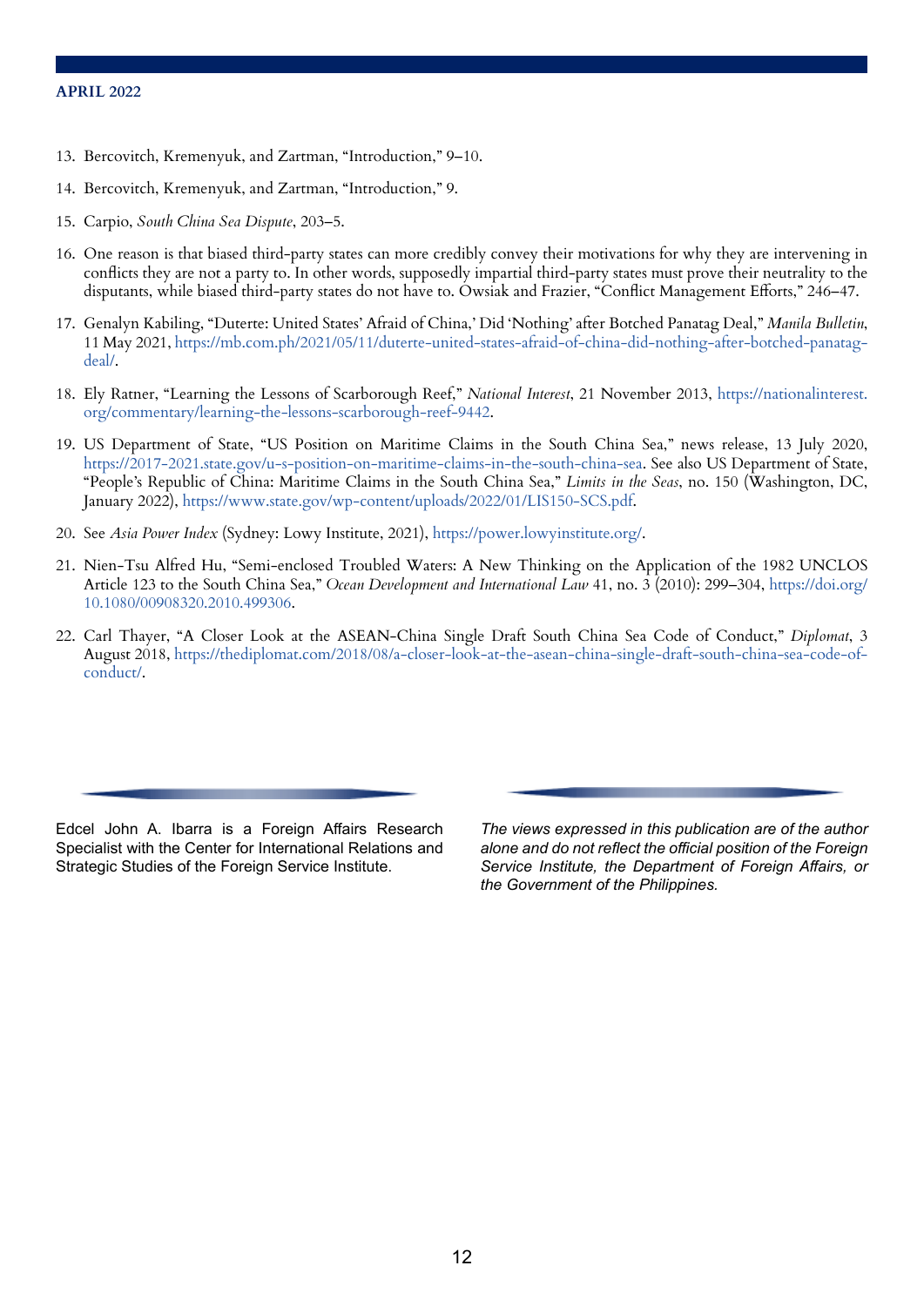13. Bercovitch, Kremenyuk, and Zartman, "Introduction," 9–10.

14. Bercovitch, Kremenyuk, and Zartman, "Introduction," 9.

15. Carpio, *South China Sea Dispute*, 203–5.

16. One reason is that biased third-party states can more credibly convey their motivations for why they are intervening in conflicts they are not a party to. In other words, supposedly impartial third-party states must prove their neutrality to the disputants, while biased third-party states do not have to. Owsiak and Frazier, "Conflict Management Efforts," 246–47.

17. Genalyn Kabiling, "Duterte: United States' Afraid of China,' Did 'Nothing' after Botched Panatag Deal," *Manila Bulletin*, 11 May 2021, https://mb.com.ph/2021/05/11/duterte-united-states-afraid-of-china-did-nothing-after-botched-panatag-deal/.

18. Ely Ratner, "Learning the Lessons of Scarborough Reef," *National Interest*, 21 November 2013, https://nationalinterest.org/commentary/learning-the-lessons-scarborough-reef-9442.

19. US Department of State, "US Position on Maritime Claims in the South China Sea," news release, 13 July 2020, https://2017-2021.state.gov/u-s-position-on-maritime-claims-in-the-south-china-sea. See also US Department of State, "People's Republic of China: Maritime Claims in the South China Sea," *Limits in the Seas*, no. 150 (Washington, DC, January 2022), https://www.state.gov/wp-content/uploads/2022/01/LIS150-SCS.pdf.

20. See *Asia Power Index* (Sydney: Lowy Institute, 2021), https://power.lowyinstitute.org/.

21. Nien-Tsu Alfred Hu, "Semi-enclosed Troubled Waters: A New Thinking on the Application of the 1982 UNCLOS Article 123 to the South China Sea," *Ocean Development and International Law* 41, no. 3 (2010): 299–304, https://doi.org/10.1080/00908320.2010.499306.

22. Carl Thayer, "A Closer Look at the ASEAN-China Single Draft South China Sea Code of Conduct," *Diplomat*, 3 August 2018, https://thediplomat.com/2018/08/a-closer-look-at-the-asean-china-single-draft-south-china-sea-code-of-conduct/.

Edcel John A. Ibarra is a Foreign Affairs Research Specialist with the Center for International Relations and Strategic Studies of the Foreign Service Institute.

*The views expressed in this publication are of the author alone and do not reflect the official position of the Foreign Service Institute, the Department of Foreign Affairs, or the Government of the Philippines.*